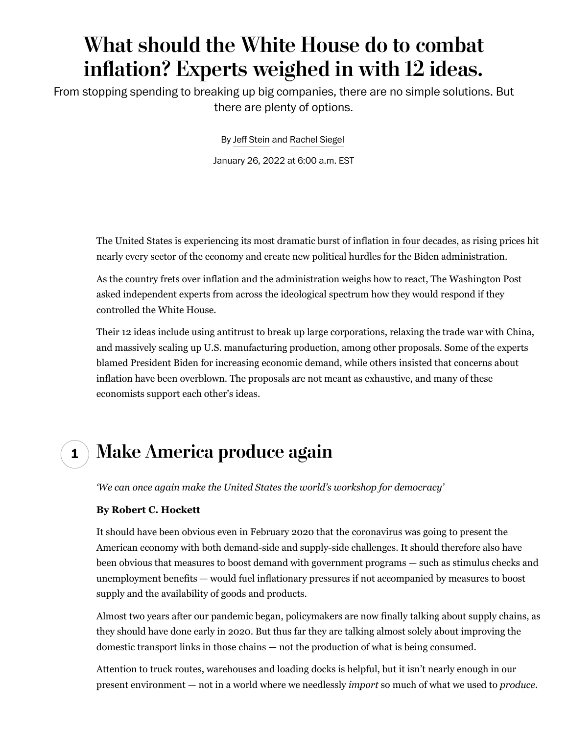# What should the White House do to combat inflation? Experts weighed in with 12 ideas.

From stopping spending to breaking up big companies, there are no simple solutions. But there are plenty of options.

By Jeff Stein and Rachel Siegel

January 26, 2022 at 6:00 a.m. EST

The United States is experiencing its most dramatic burst of inflation in four decades, as rising prices hit nearly every sector of the economy and create new political hurdles for the Biden administration.

As the country frets over inflation and the administration weighs how to react, The Washington Post asked independent experts from across the ideological spectrum how they would respond if they controlled the White House.

Their 12 ideas include using antitrust to break up large corporations, relaxing the trade war with China, and massively scaling up U.S. manufacturing production, among other proposals. Some of the experts blamed President Biden for increasing economic demand, while others insisted that concerns about inflation have been overblown. The proposals are not meant as exhaustive, and many of these economists support each other's ideas.

## 1 Make America produce again

*'We can once again make the United States the world's workshop for democracy'*

**By Robert C. Hockett**

It should have been obvious even in February 2020 that the coronavirus was going to present the American economy with both demand-side and supply-side challenges. It should therefore also have been obvious that measures to boost demand with government programs — such as stimulus checks and unemployment benefits — would fuel inflationary pressures if not accompanied by measures to boost supply and the availability of goods and products.

Almost two years after our pandemic began, policymakers are now finally talking about supply chains, as they should have done early in 2020. But thus far they are talking almost solely about improving the domestic transport links in those chains — not the production of what is being consumed.

Attention to truck routes, warehouses and loading docks is helpful, but it isn't nearly enough in our present environment — not in a world where we needlessly *import* so much of what we used to *produce*.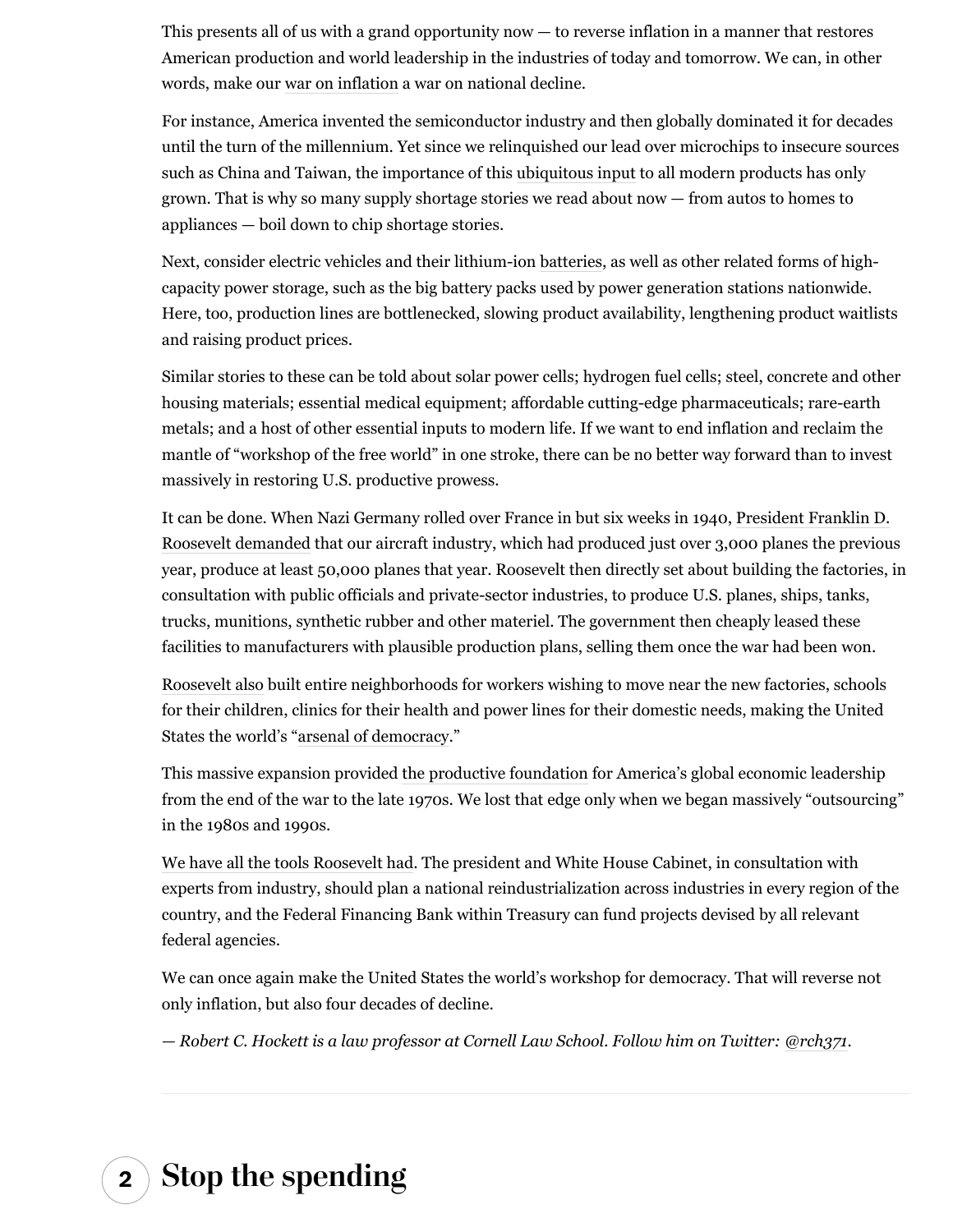This presents all of us with a grand opportunity now — to reverse inflation in a manner that restores American production and world leadership in the industries of today and tomorrow. We can, in other words, make our war on inflation a war on national decline.

For instance, America invented the semiconductor industry and then globally dominated it for decades until the turn of the millennium. Yet since we relinquished our lead over microchips to insecure sources such as China and Taiwan, the importance of this ubiquitous input to all modern products has only grown. That is why so many supply shortage stories we read about now — from autos to homes to appliances — boil down to chip shortage stories.

Next, consider electric vehicles and their lithium-ion batteries, as well as other related forms of high-capacity power storage, such as the big battery packs used by power generation stations nationwide. Here, too, production lines are bottlenecked, slowing product availability, lengthening product waitlists and raising product prices.

Similar stories to these can be told about solar power cells; hydrogen fuel cells; steel, concrete and other housing materials; essential medical equipment; affordable cutting-edge pharmaceuticals; rare-earth metals; and a host of other essential inputs to modern life. If we want to end inflation and reclaim the mantle of "workshop of the free world" in one stroke, there can be no better way forward than to invest massively in restoring U.S. productive prowess.

It can be done. When Nazi Germany rolled over France in but six weeks in 1940, President Franklin D. Roosevelt demanded that our aircraft industry, which had produced just over 3,000 planes the previous year, produce at least 50,000 planes that year. Roosevelt then directly set about building the factories, in consultation with public officials and private-sector industries, to produce U.S. planes, ships, tanks, trucks, munitions, synthetic rubber and other materiel. The government then cheaply leased these facilities to manufacturers with plausible production plans, selling them once the war had been won.

Roosevelt also built entire neighborhoods for workers wishing to move near the new factories, schools for their children, clinics for their health and power lines for their domestic needs, making the United States the world's "arsenal of democracy."

This massive expansion provided the productive foundation for America's global economic leadership from the end of the war to the late 1970s. We lost that edge only when we began massively "outsourcing" in the 1980s and 1990s.

We have all the tools Roosevelt had. The president and White House Cabinet, in consultation with experts from industry, should plan a national reindustrialization across industries in every region of the country, and the Federal Financing Bank within Treasury can fund projects devised by all relevant federal agencies.

We can once again make the United States the world's workshop for democracy. That will reverse not only inflation, but also four decades of decline.

*— Robert C. Hockett is a law professor at Cornell Law School. Follow him on Twitter: @rch371.*

---

## 2 Stop the spending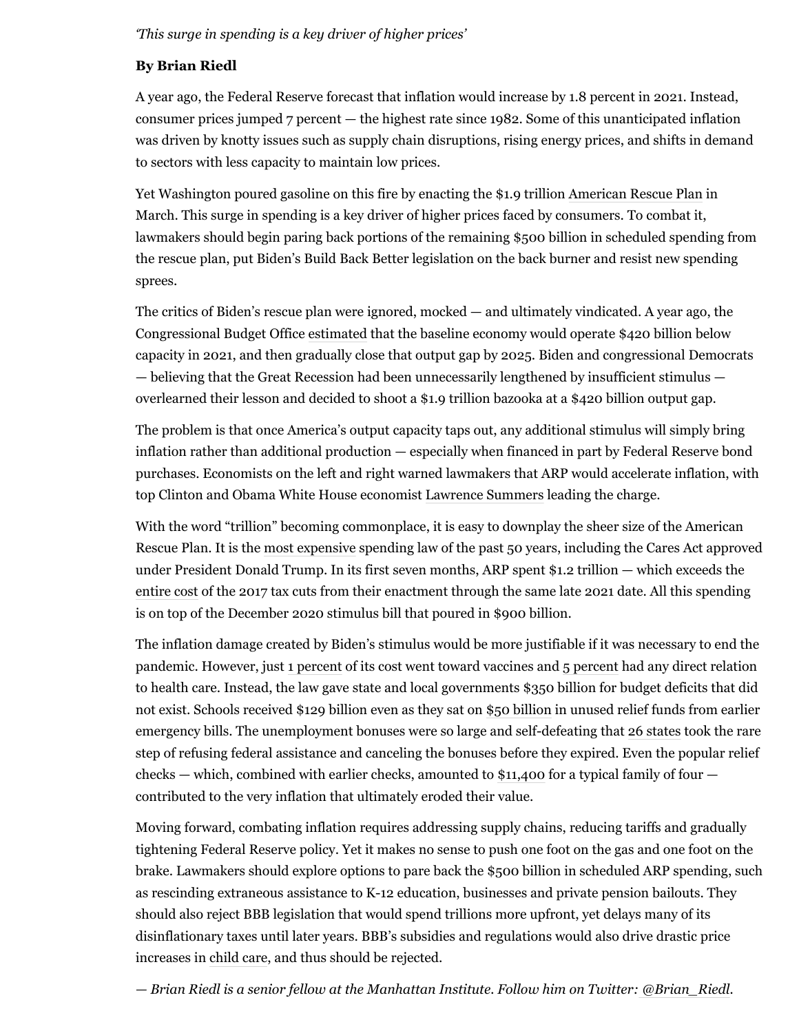*'This surge in spending is a key driver of higher prices'*

**By Brian Riedl**

A year ago, the Federal Reserve forecast that inflation would increase by 1.8 percent in 2021. Instead, consumer prices jumped 7 percent — the highest rate since 1982. Some of this unanticipated inflation was driven by knotty issues such as supply chain disruptions, rising energy prices, and shifts in demand to sectors with less capacity to maintain low prices.

Yet Washington poured gasoline on this fire by enacting the $1.9 trillion American Rescue Plan in March. This surge in spending is a key driver of higher prices faced by consumers. To combat it, lawmakers should begin paring back portions of the remaining $500 billion in scheduled spending from the rescue plan, put Biden's Build Back Better legislation on the back burner and resist new spending sprees.

The critics of Biden's rescue plan were ignored, mocked — and ultimately vindicated. A year ago, the Congressional Budget Office estimated that the baseline economy would operate $420 billion below capacity in 2021, and then gradually close that output gap by 2025. Biden and congressional Democrats — believing that the Great Recession had been unnecessarily lengthened by insufficient stimulus — overlearned their lesson and decided to shoot a $1.9 trillion bazooka at a $420 billion output gap.

The problem is that once America's output capacity taps out, any additional stimulus will simply bring inflation rather than additional production — especially when financed in part by Federal Reserve bond purchases. Economists on the left and right warned lawmakers that ARP would accelerate inflation, with top Clinton and Obama White House economist Lawrence Summers leading the charge.

With the word "trillion" becoming commonplace, it is easy to downplay the sheer size of the American Rescue Plan. It is the most expensive spending law of the past 50 years, including the Cares Act approved under President Donald Trump. In its first seven months, ARP spent $1.2 trillion — which exceeds the entire cost of the 2017 tax cuts from their enactment through the same late 2021 date. All this spending is on top of the December 2020 stimulus bill that poured in $900 billion.

The inflation damage created by Biden's stimulus would be more justifiable if it was necessary to end the pandemic. However, just 1 percent of its cost went toward vaccines and 5 percent had any direct relation to health care. Instead, the law gave state and local governments $350 billion for budget deficits that did not exist. Schools received $129 billion even as they sat on $50 billion in unused relief funds from earlier emergency bills. The unemployment bonuses were so large and self-defeating that 26 states took the rare step of refusing federal assistance and canceling the bonuses before they expired. Even the popular relief checks — which, combined with earlier checks, amounted to $11,400 for a typical family of four — contributed to the very inflation that ultimately eroded their value.

Moving forward, combating inflation requires addressing supply chains, reducing tariffs and gradually tightening Federal Reserve policy. Yet it makes no sense to push one foot on the gas and one foot on the brake. Lawmakers should explore options to pare back the $500 billion in scheduled ARP spending, such as rescinding extraneous assistance to K-12 education, businesses and private pension bailouts. They should also reject BBB legislation that would spend trillions more upfront, yet delays many of its disinflationary taxes until later years. BBB's subsidies and regulations would also drive drastic price increases in child care, and thus should be rejected.

*— Brian Riedl is a senior fellow at the Manhattan Institute. Follow him on Twitter: @Brian_Riedl.*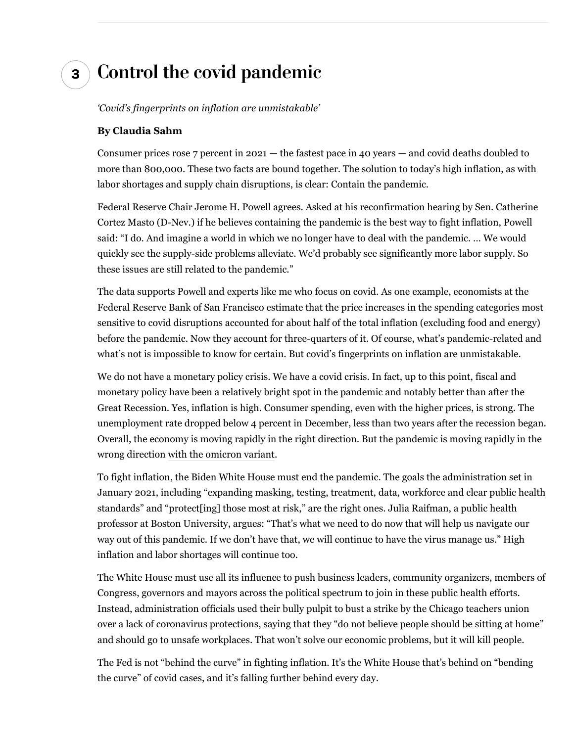## 3 Control the covid pandemic

*'Covid's fingerprints on inflation are unmistakable'*

**By Claudia Sahm**

Consumer prices rose 7 percent in 2021 — the fastest pace in 40 years — and covid deaths doubled to more than 800,000. These two facts are bound together. The solution to today's high inflation, as with labor shortages and supply chain disruptions, is clear: Contain the pandemic.

Federal Reserve Chair Jerome H. Powell agrees. Asked at his reconfirmation hearing by Sen. Catherine Cortez Masto (D-Nev.) if he believes containing the pandemic is the best way to fight inflation, Powell said: "I do. And imagine a world in which we no longer have to deal with the pandemic. … We would quickly see the supply-side problems alleviate. We'd probably see significantly more labor supply. So these issues are still related to the pandemic."

The data supports Powell and experts like me who focus on covid. As one example, economists at the Federal Reserve Bank of San Francisco estimate that the price increases in the spending categories most sensitive to covid disruptions accounted for about half of the total inflation (excluding food and energy) before the pandemic. Now they account for three-quarters of it. Of course, what's pandemic-related and what's not is impossible to know for certain. But covid's fingerprints on inflation are unmistakable.

We do not have a monetary policy crisis. We have a covid crisis. In fact, up to this point, fiscal and monetary policy have been a relatively bright spot in the pandemic and notably better than after the Great Recession. Yes, inflation is high. Consumer spending, even with the higher prices, is strong. The unemployment rate dropped below 4 percent in December, less than two years after the recession began. Overall, the economy is moving rapidly in the right direction. But the pandemic is moving rapidly in the wrong direction with the omicron variant.

To fight inflation, the Biden White House must end the pandemic. The goals the administration set in January 2021, including "expanding masking, testing, treatment, data, workforce and clear public health standards" and "protect[ing] those most at risk," are the right ones. Julia Raifman, a public health professor at Boston University, argues: "That's what we need to do now that will help us navigate our way out of this pandemic. If we don't have that, we will continue to have the virus manage us." High inflation and labor shortages will continue too.

The White House must use all its influence to push business leaders, community organizers, members of Congress, governors and mayors across the political spectrum to join in these public health efforts. Instead, administration officials used their bully pulpit to bust a strike by the Chicago teachers union over a lack of coronavirus protections, saying that they "do not believe people should be sitting at home" and should go to unsafe workplaces. That won't solve our economic problems, but it will kill people.

The Fed is not "behind the curve" in fighting inflation. It's the White House that's behind on "bending the curve" of covid cases, and it's falling further behind every day.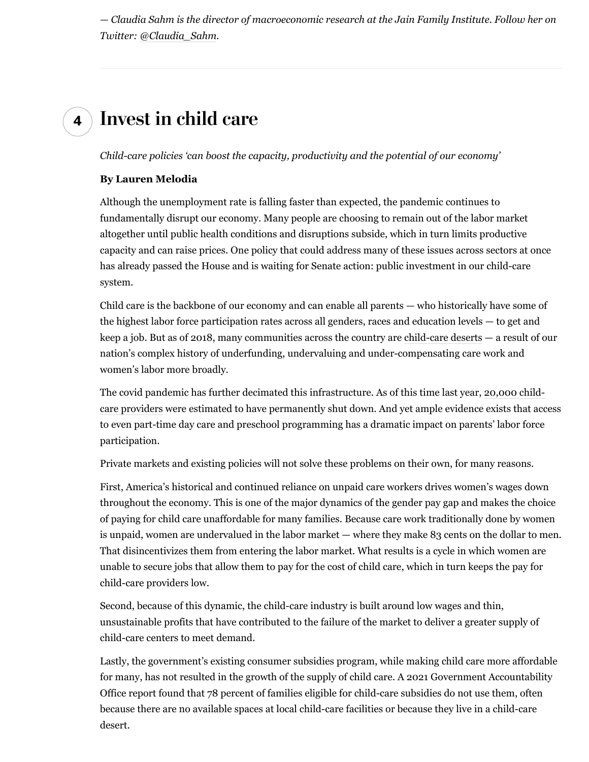*— Claudia Sahm is the director of macroeconomic research at the Jain Family Institute. Follow her on Twitter: @Claudia_Sahm.*

---

## 4 Invest in child care

*Child-care policies 'can boost the capacity, productivity and the potential of our economy'*

**By Lauren Melodia**

Although the unemployment rate is falling faster than expected, the pandemic continues to fundamentally disrupt our economy. Many people are choosing to remain out of the labor market altogether until public health conditions and disruptions subside, which in turn limits productive capacity and can raise prices. One policy that could address many of these issues across sectors at once has already passed the House and is waiting for Senate action: public investment in our child-care system.

Child care is the backbone of our economy and can enable all parents — who historically have some of the highest labor force participation rates across all genders, races and education levels — to get and keep a job. But as of 2018, many communities across the country are child-care deserts — a result of our nation's complex history of underfunding, undervaluing and under-compensating care work and women's labor more broadly.

The covid pandemic has further decimated this infrastructure. As of this time last year, 20,000 child-care providers were estimated to have permanently shut down. And yet ample evidence exists that access to even part-time day care and preschool programming has a dramatic impact on parents' labor force participation.

Private markets and existing policies will not solve these problems on their own, for many reasons.

First, America's historical and continued reliance on unpaid care workers drives women's wages down throughout the economy. This is one of the major dynamics of the gender pay gap and makes the choice of paying for child care unaffordable for many families. Because care work traditionally done by women is unpaid, women are undervalued in the labor market — where they make 83 cents on the dollar to men. That disincentivizes them from entering the labor market. What results is a cycle in which women are unable to secure jobs that allow them to pay for the cost of child care, which in turn keeps the pay for child-care providers low.

Second, because of this dynamic, the child-care industry is built around low wages and thin, unsustainable profits that have contributed to the failure of the market to deliver a greater supply of child-care centers to meet demand.

Lastly, the government's existing consumer subsidies program, while making child care more affordable for many, has not resulted in the growth of the supply of child care. A 2021 Government Accountability Office report found that 78 percent of families eligible for child-care subsidies do not use them, often because there are no available spaces at local child-care facilities or because they live in a child-care desert.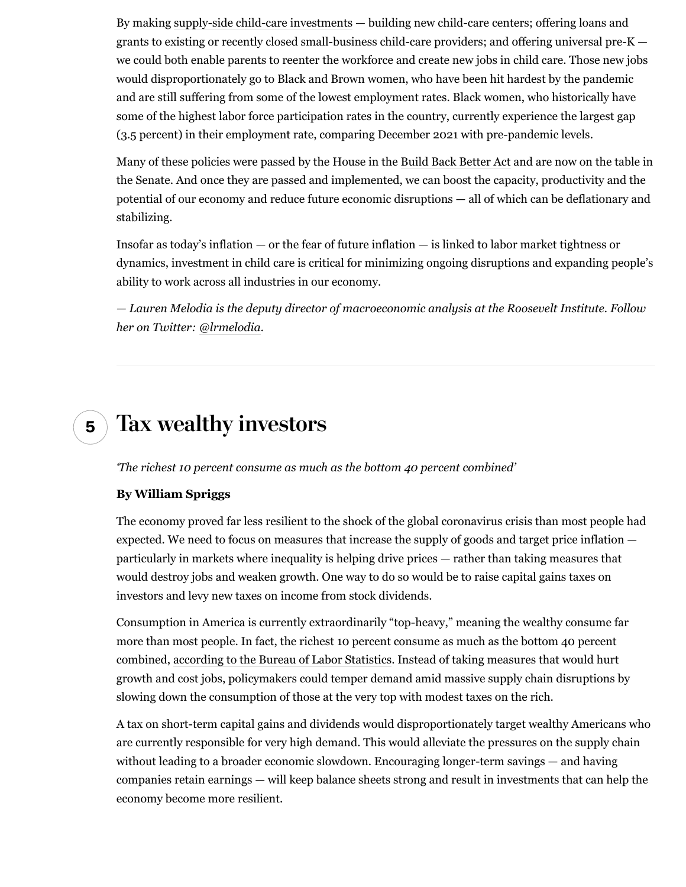By making supply-side child-care investments — building new child-care centers; offering loans and grants to existing or recently closed small-business child-care providers; and offering universal pre-K — we could both enable parents to reenter the workforce and create new jobs in child care. Those new jobs would disproportionately go to Black and Brown women, who have been hit hardest by the pandemic and are still suffering from some of the lowest employment rates. Black women, who historically have some of the highest labor force participation rates in the country, currently experience the largest gap (3.5 percent) in their employment rate, comparing December 2021 with pre-pandemic levels.

Many of these policies were passed by the House in the Build Back Better Act and are now on the table in the Senate. And once they are passed and implemented, we can boost the capacity, productivity and the potential of our economy and reduce future economic disruptions — all of which can be deflationary and stabilizing.

Insofar as today's inflation — or the fear of future inflation — is linked to labor market tightness or dynamics, investment in child care is critical for minimizing ongoing disruptions and expanding people's ability to work across all industries in our economy.

*— Lauren Melodia is the deputy director of macroeconomic analysis at the Roosevelt Institute. Follow her on Twitter: @lrmelodia.*

---

## 5 Tax wealthy investors

*'The richest 10 percent consume as much as the bottom 40 percent combined'*

**By William Spriggs**

The economy proved far less resilient to the shock of the global coronavirus crisis than most people had expected. We need to focus on measures that increase the supply of goods and target price inflation — particularly in markets where inequality is helping drive prices — rather than taking measures that would destroy jobs and weaken growth. One way to do so would be to raise capital gains taxes on investors and levy new taxes on income from stock dividends.

Consumption in America is currently extraordinarily "top-heavy," meaning the wealthy consume far more than most people. In fact, the richest 10 percent consume as much as the bottom 40 percent combined, according to the Bureau of Labor Statistics. Instead of taking measures that would hurt growth and cost jobs, policymakers could temper demand amid massive supply chain disruptions by slowing down the consumption of those at the very top with modest taxes on the rich.

A tax on short-term capital gains and dividends would disproportionately target wealthy Americans who are currently responsible for very high demand. This would alleviate the pressures on the supply chain without leading to a broader economic slowdown. Encouraging longer-term savings — and having companies retain earnings — will keep balance sheets strong and result in investments that can help the economy become more resilient.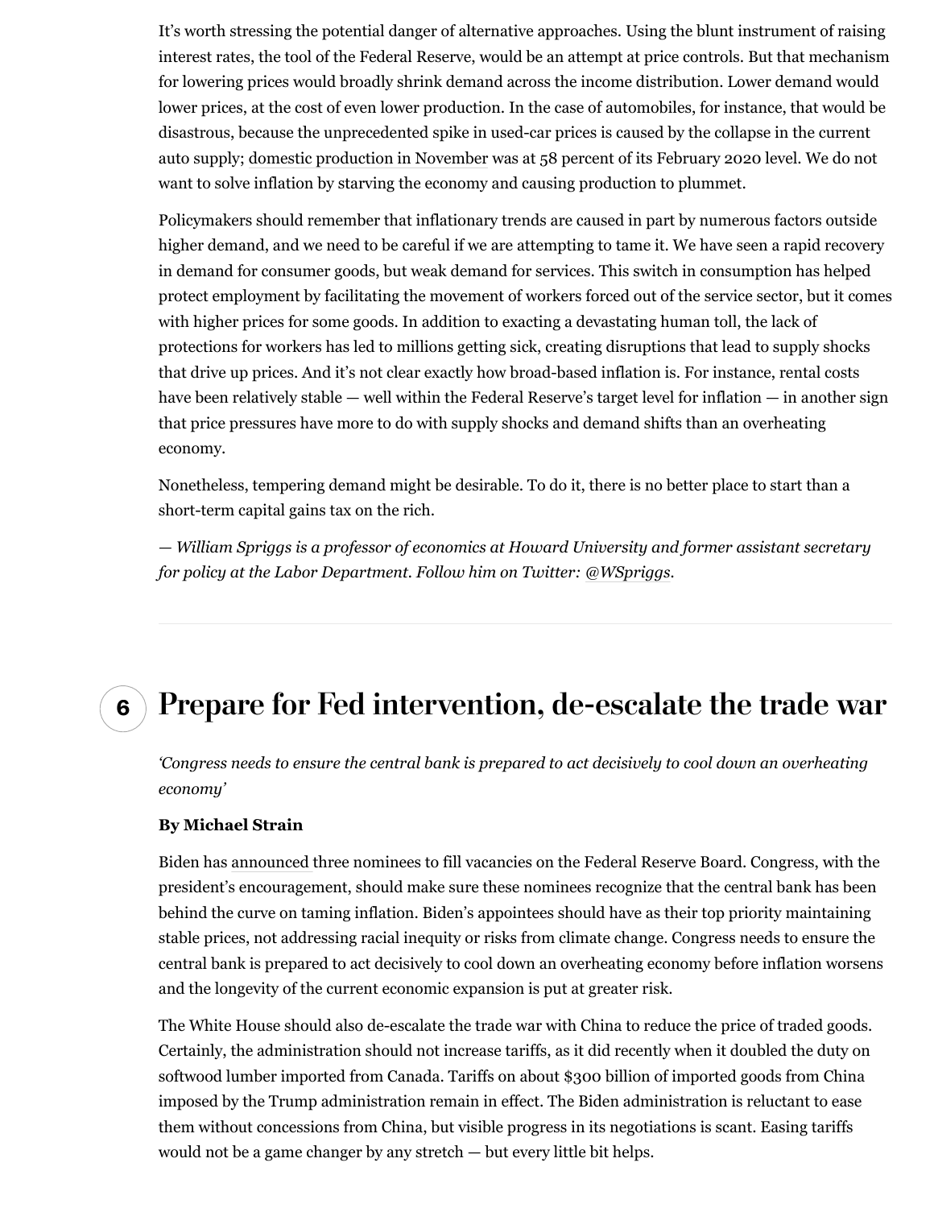It's worth stressing the potential danger of alternative approaches. Using the blunt instrument of raising interest rates, the tool of the Federal Reserve, would be an attempt at price controls. But that mechanism for lowering prices would broadly shrink demand across the income distribution. Lower demand would lower prices, at the cost of even lower production. In the case of automobiles, for instance, that would be disastrous, because the unprecedented spike in used-car prices is caused by the collapse in the current auto supply; domestic production in November was at 58 percent of its February 2020 level. We do not want to solve inflation by starving the economy and causing production to plummet.

Policymakers should remember that inflationary trends are caused in part by numerous factors outside higher demand, and we need to be careful if we are attempting to tame it. We have seen a rapid recovery in demand for consumer goods, but weak demand for services. This switch in consumption has helped protect employment by facilitating the movement of workers forced out of the service sector, but it comes with higher prices for some goods. In addition to exacting a devastating human toll, the lack of protections for workers has led to millions getting sick, creating disruptions that lead to supply shocks that drive up prices. And it's not clear exactly how broad-based inflation is. For instance, rental costs have been relatively stable — well within the Federal Reserve's target level for inflation — in another sign that price pressures have more to do with supply shocks and demand shifts than an overheating economy.

Nonetheless, tempering demand might be desirable. To do it, there is no better place to start than a short-term capital gains tax on the rich.

*— William Spriggs is a professor of economics at Howard University and former assistant secretary for policy at the Labor Department. Follow him on Twitter: @WSpriggs.*

---

## 6 Prepare for Fed intervention, de-escalate the trade war

*'Congress needs to ensure the central bank is prepared to act decisively to cool down an overheating economy'*

**By Michael Strain**

Biden has announced three nominees to fill vacancies on the Federal Reserve Board. Congress, with the president's encouragement, should make sure these nominees recognize that the central bank has been behind the curve on taming inflation. Biden's appointees should have as their top priority maintaining stable prices, not addressing racial inequity or risks from climate change. Congress needs to ensure the central bank is prepared to act decisively to cool down an overheating economy before inflation worsens and the longevity of the current economic expansion is put at greater risk.

The White House should also de-escalate the trade war with China to reduce the price of traded goods. Certainly, the administration should not increase tariffs, as it did recently when it doubled the duty on softwood lumber imported from Canada. Tariffs on about $300 billion of imported goods from China imposed by the Trump administration remain in effect. The Biden administration is reluctant to ease them without concessions from China, but visible progress in its negotiations is scant. Easing tariffs would not be a game changer by any stretch — but every little bit helps.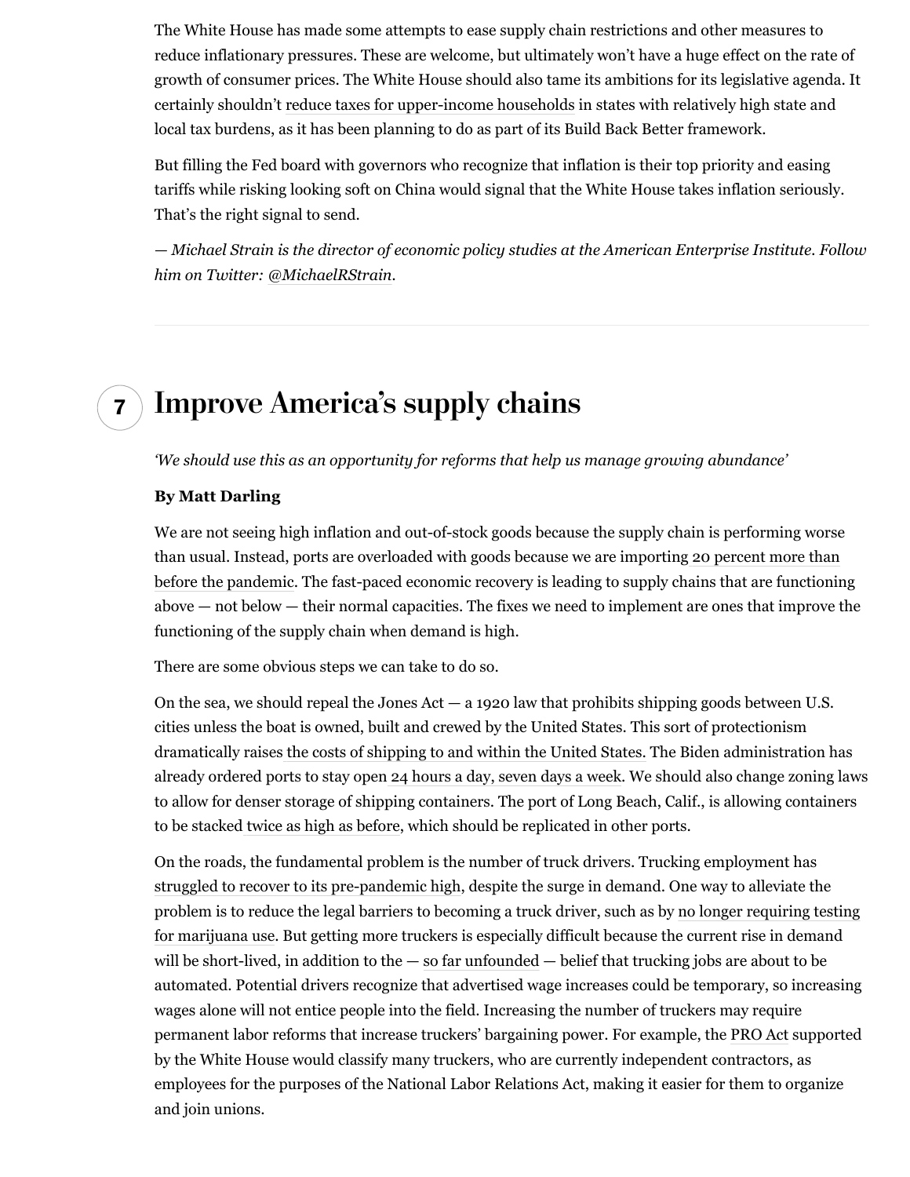The White House has made some attempts to ease supply chain restrictions and other measures to reduce inflationary pressures. These are welcome, but ultimately won't have a huge effect on the rate of growth of consumer prices. The White House should also tame its ambitions for its legislative agenda. It certainly shouldn't reduce taxes for upper-income households in states with relatively high state and local tax burdens, as it has been planning to do as part of its Build Back Better framework.

But filling the Fed board with governors who recognize that inflation is their top priority and easing tariffs while risking looking soft on China would signal that the White House takes inflation seriously. That's the right signal to send.

*— Michael Strain is the director of economic policy studies at the American Enterprise Institute. Follow him on Twitter: @MichaelRStrain.*

---

## 7 Improve America's supply chains

*'We should use this as an opportunity for reforms that help us manage growing abundance'*

**By Matt Darling**

We are not seeing high inflation and out-of-stock goods because the supply chain is performing worse than usual. Instead, ports are overloaded with goods because we are importing 20 percent more than before the pandemic. The fast-paced economic recovery is leading to supply chains that are functioning above — not below — their normal capacities. The fixes we need to implement are ones that improve the functioning of the supply chain when demand is high.

There are some obvious steps we can take to do so.

On the sea, we should repeal the Jones Act — a 1920 law that prohibits shipping goods between U.S. cities unless the boat is owned, built and crewed by the United States. This sort of protectionism dramatically raises the costs of shipping to and within the United States. The Biden administration has already ordered ports to stay open 24 hours a day, seven days a week. We should also change zoning laws to allow for denser storage of shipping containers. The port of Long Beach, Calif., is allowing containers to be stacked twice as high as before, which should be replicated in other ports.

On the roads, the fundamental problem is the number of truck drivers. Trucking employment has struggled to recover to its pre-pandemic high, despite the surge in demand. One way to alleviate the problem is to reduce the legal barriers to becoming a truck driver, such as by no longer requiring testing for marijuana use. But getting more truckers is especially difficult because the current rise in demand will be short-lived, in addition to the — so far unfounded — belief that trucking jobs are about to be automated. Potential drivers recognize that advertised wage increases could be temporary, so increasing wages alone will not entice people into the field. Increasing the number of truckers may require permanent labor reforms that increase truckers' bargaining power. For example, the PRO Act supported by the White House would classify many truckers, who are currently independent contractors, as employees for the purposes of the National Labor Relations Act, making it easier for them to organize and join unions.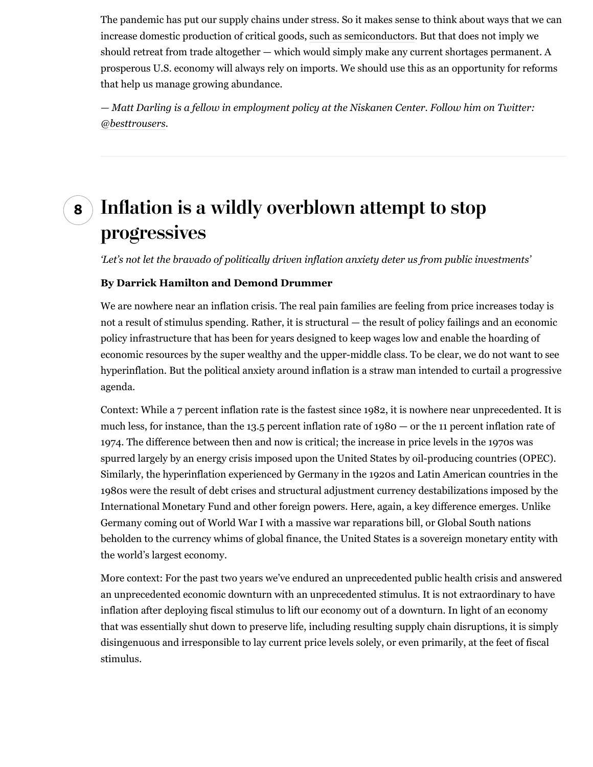The pandemic has put our supply chains under stress. So it makes sense to think about ways that we can increase domestic production of critical goods, such as semiconductors. But that does not imply we should retreat from trade altogether — which would simply make any current shortages permanent. A prosperous U.S. economy will always rely on imports. We should use this as an opportunity for reforms that help us manage growing abundance.

*— Matt Darling is a fellow in employment policy at the Niskanen Center. Follow him on Twitter: @besttrousers.*

---

## 8 Inflation is a wildly overblown attempt to stop progressives

*'Let's not let the bravado of politically driven inflation anxiety deter us from public investments'*

**By Darrick Hamilton and Demond Drummer**

We are nowhere near an inflation crisis. The real pain families are feeling from price increases today is not a result of stimulus spending. Rather, it is structural — the result of policy failings and an economic policy infrastructure that has been for years designed to keep wages low and enable the hoarding of economic resources by the super wealthy and the upper-middle class. To be clear, we do not want to see hyperinflation. But the political anxiety around inflation is a straw man intended to curtail a progressive agenda.

Context: While a 7 percent inflation rate is the fastest since 1982, it is nowhere near unprecedented. It is much less, for instance, than the 13.5 percent inflation rate of 1980 — or the 11 percent inflation rate of 1974. The difference between then and now is critical; the increase in price levels in the 1970s was spurred largely by an energy crisis imposed upon the United States by oil-producing countries (OPEC). Similarly, the hyperinflation experienced by Germany in the 1920s and Latin American countries in the 1980s were the result of debt crises and structural adjustment currency destabilizations imposed by the International Monetary Fund and other foreign powers. Here, again, a key difference emerges. Unlike Germany coming out of World War I with a massive war reparations bill, or Global South nations beholden to the currency whims of global finance, the United States is a sovereign monetary entity with the world's largest economy.

More context: For the past two years we've endured an unprecedented public health crisis and answered an unprecedented economic downturn with an unprecedented stimulus. It is not extraordinary to have inflation after deploying fiscal stimulus to lift our economy out of a downturn. In light of an economy that was essentially shut down to preserve life, including resulting supply chain disruptions, it is simply disingenuous and irresponsible to lay current price levels solely, or even primarily, at the feet of fiscal stimulus.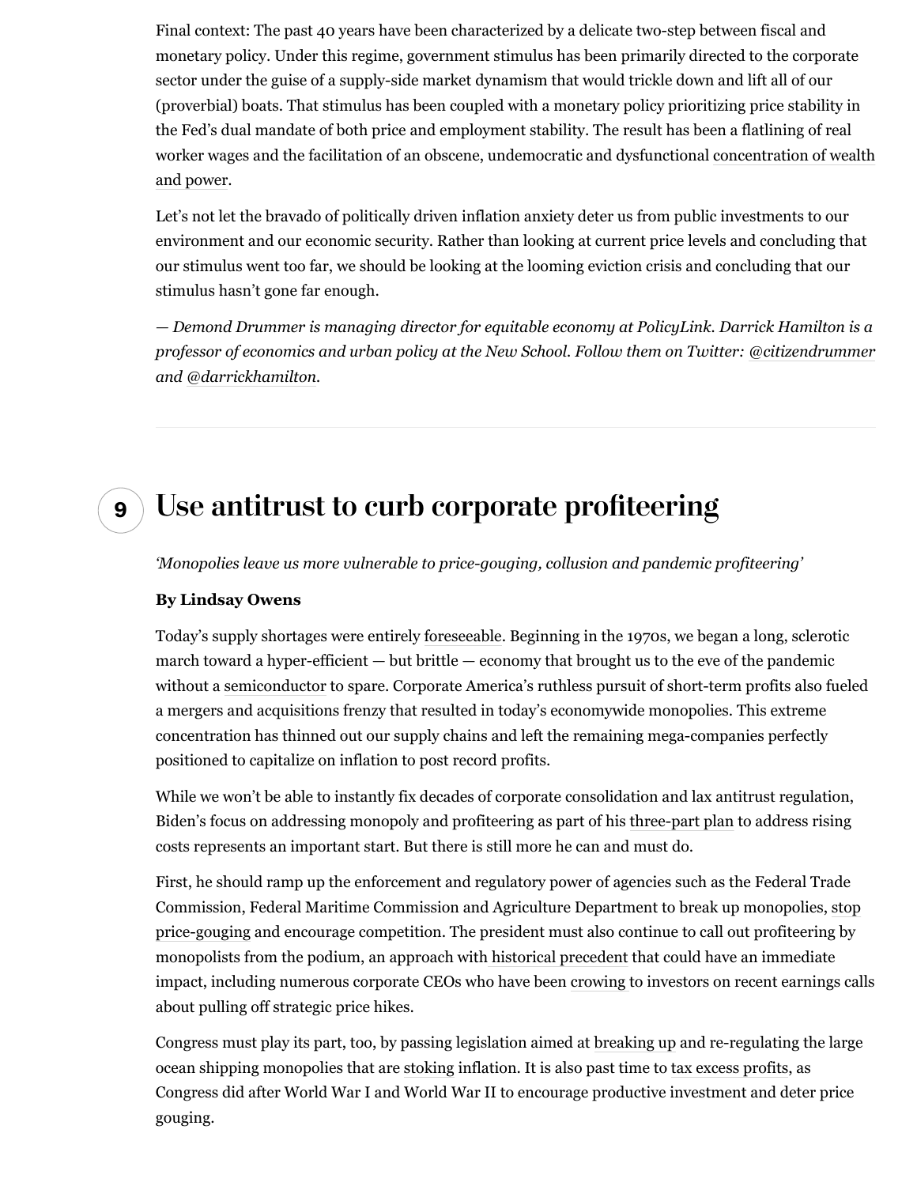Final context: The past 40 years have been characterized by a delicate two-step between fiscal and monetary policy. Under this regime, government stimulus has been primarily directed to the corporate sector under the guise of a supply-side market dynamism that would trickle down and lift all of our (proverbial) boats. That stimulus has been coupled with a monetary policy prioritizing price stability in the Fed's dual mandate of both price and employment stability. The result has been a flatlining of real worker wages and the facilitation of an obscene, undemocratic and dysfunctional concentration of wealth and power.

Let's not let the bravado of politically driven inflation anxiety deter us from public investments to our environment and our economic security. Rather than looking at current price levels and concluding that our stimulus went too far, we should be looking at the looming eviction crisis and concluding that our stimulus hasn't gone far enough.

*— Demond Drummer is managing director for equitable economy at PolicyLink. Darrick Hamilton is a professor of economics and urban policy at the New School. Follow them on Twitter: @citizendrummer and @darrickhamilton.*

---

## 9 Use antitrust to curb corporate profiteering

*'Monopolies leave us more vulnerable to price-gouging, collusion and pandemic profiteering'*

**By Lindsay Owens**

Today's supply shortages were entirely foreseeable. Beginning in the 1970s, we began a long, sclerotic march toward a hyper-efficient — but brittle — economy that brought us to the eve of the pandemic without a semiconductor to spare. Corporate America's ruthless pursuit of short-term profits also fueled a mergers and acquisitions frenzy that resulted in today's economywide monopolies. This extreme concentration has thinned out our supply chains and left the remaining mega-companies perfectly positioned to capitalize on inflation to post record profits.

While we won't be able to instantly fix decades of corporate consolidation and lax antitrust regulation, Biden's focus on addressing monopoly and profiteering as part of his three-part plan to address rising costs represents an important start. But there is still more he can and must do.

First, he should ramp up the enforcement and regulatory power of agencies such as the Federal Trade Commission, Federal Maritime Commission and Agriculture Department to break up monopolies, stop price-gouging and encourage competition. The president must also continue to call out profiteering by monopolists from the podium, an approach with historical precedent that could have an immediate impact, including numerous corporate CEOs who have been crowing to investors on recent earnings calls about pulling off strategic price hikes.

Congress must play its part, too, by passing legislation aimed at breaking up and re-regulating the large ocean shipping monopolies that are stoking inflation. It is also past time to tax excess profits, as Congress did after World War I and World War II to encourage productive investment and deter price gouging.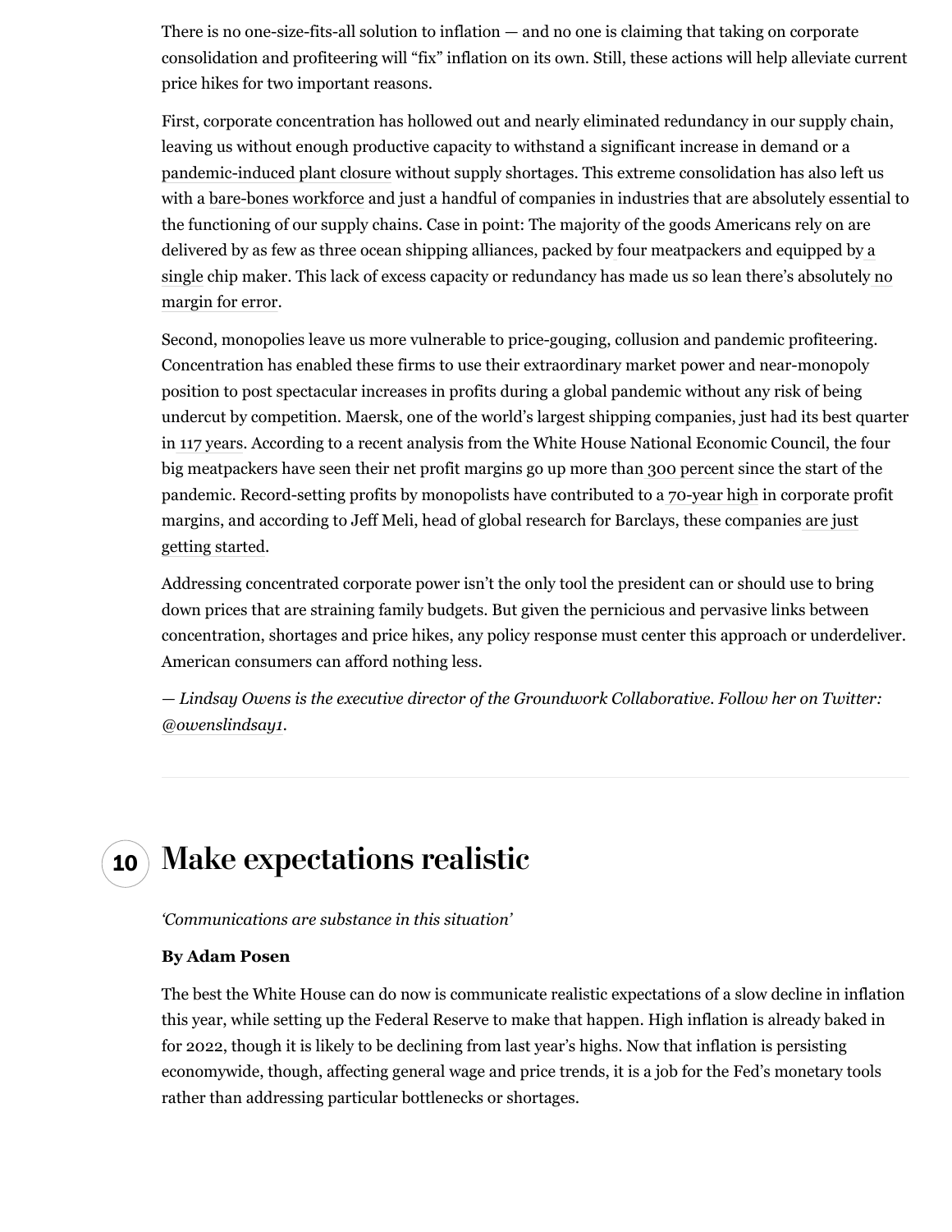There is no one-size-fits-all solution to inflation — and no one is claiming that taking on corporate consolidation and profiteering will "fix" inflation on its own. Still, these actions will help alleviate current price hikes for two important reasons.

First, corporate concentration has hollowed out and nearly eliminated redundancy in our supply chain, leaving us without enough productive capacity to withstand a significant increase in demand or a pandemic-induced plant closure without supply shortages. This extreme consolidation has also left us with a bare-bones workforce and just a handful of companies in industries that are absolutely essential to the functioning of our supply chains. Case in point: The majority of the goods Americans rely on are delivered by as few as three ocean shipping alliances, packed by four meatpackers and equipped by a single chip maker. This lack of excess capacity or redundancy has made us so lean there's absolutely no margin for error.

Second, monopolies leave us more vulnerable to price-gouging, collusion and pandemic profiteering. Concentration has enabled these firms to use their extraordinary market power and near-monopoly position to post spectacular increases in profits during a global pandemic without any risk of being undercut by competition. Maersk, one of the world's largest shipping companies, just had its best quarter in 117 years. According to a recent analysis from the White House National Economic Council, the four big meatpackers have seen their net profit margins go up more than 300 percent since the start of the pandemic. Record-setting profits by monopolists have contributed to a 70-year high in corporate profit margins, and according to Jeff Meli, head of global research for Barclays, these companies are just getting started.

Addressing concentrated corporate power isn't the only tool the president can or should use to bring down prices that are straining family budgets. But given the pernicious and pervasive links between concentration, shortages and price hikes, any policy response must center this approach or underdeliver. American consumers can afford nothing less.

*— Lindsay Owens is the executive director of the Groundwork Collaborative. Follow her on Twitter: @owenslindsay1.*

## 10 Make expectations realistic

*'Communications are substance in this situation'*

**By Adam Posen**

The best the White House can do now is communicate realistic expectations of a slow decline in inflation this year, while setting up the Federal Reserve to make that happen. High inflation is already baked in for 2022, though it is likely to be declining from last year's highs. Now that inflation is persisting economywide, though, affecting general wage and price trends, it is a job for the Fed's monetary tools rather than addressing particular bottlenecks or shortages.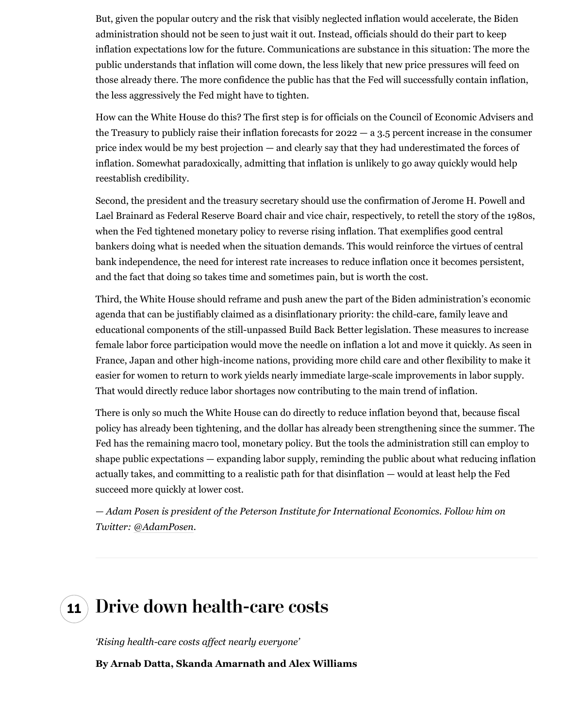But, given the popular outcry and the risk that visibly neglected inflation would accelerate, the Biden administration should not be seen to just wait it out. Instead, officials should do their part to keep inflation expectations low for the future. Communications are substance in this situation: The more the public understands that inflation will come down, the less likely that new price pressures will feed on those already there. The more confidence the public has that the Fed will successfully contain inflation, the less aggressively the Fed might have to tighten.

How can the White House do this? The first step is for officials on the Council of Economic Advisers and the Treasury to publicly raise their inflation forecasts for 2022 — a 3.5 percent increase in the consumer price index would be my best projection — and clearly say that they had underestimated the forces of inflation. Somewhat paradoxically, admitting that inflation is unlikely to go away quickly would help reestablish credibility.

Second, the president and the treasury secretary should use the confirmation of Jerome H. Powell and Lael Brainard as Federal Reserve Board chair and vice chair, respectively, to retell the story of the 1980s, when the Fed tightened monetary policy to reverse rising inflation. That exemplifies good central bankers doing what is needed when the situation demands. This would reinforce the virtues of central bank independence, the need for interest rate increases to reduce inflation once it becomes persistent, and the fact that doing so takes time and sometimes pain, but is worth the cost.

Third, the White House should reframe and push anew the part of the Biden administration's economic agenda that can be justifiably claimed as a disinflationary priority: the child-care, family leave and educational components of the still-unpassed Build Back Better legislation. These measures to increase female labor force participation would move the needle on inflation a lot and move it quickly. As seen in France, Japan and other high-income nations, providing more child care and other flexibility to make it easier for women to return to work yields nearly immediate large-scale improvements in labor supply. That would directly reduce labor shortages now contributing to the main trend of inflation.

There is only so much the White House can do directly to reduce inflation beyond that, because fiscal policy has already been tightening, and the dollar has already been strengthening since the summer. The Fed has the remaining macro tool, monetary policy. But the tools the administration still can employ to shape public expectations — expanding labor supply, reminding the public about what reducing inflation actually takes, and committing to a realistic path for that disinflation — would at least help the Fed succeed more quickly at lower cost.

*— Adam Posen is president of the Peterson Institute for International Economics. Follow him on Twitter: @AdamPosen.*

---

## 11 Drive down health-care costs

*'Rising health-care costs affect nearly everyone'*

**By Arnab Datta, Skanda Amarnath and Alex Williams**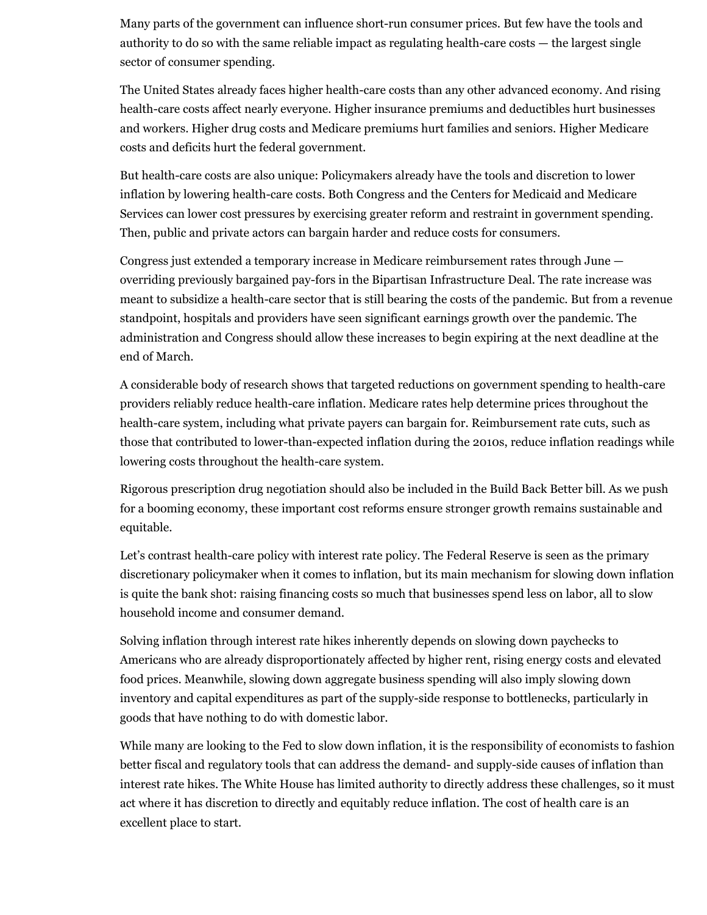Many parts of the government can influence short-run consumer prices. But few have the tools and authority to do so with the same reliable impact as regulating health-care costs — the largest single sector of consumer spending.

The United States already faces higher health-care costs than any other advanced economy. And rising health-care costs affect nearly everyone. Higher insurance premiums and deductibles hurt businesses and workers. Higher drug costs and Medicare premiums hurt families and seniors. Higher Medicare costs and deficits hurt the federal government.

But health-care costs are also unique: Policymakers already have the tools and discretion to lower inflation by lowering health-care costs. Both Congress and the Centers for Medicaid and Medicare Services can lower cost pressures by exercising greater reform and restraint in government spending. Then, public and private actors can bargain harder and reduce costs for consumers.

Congress just extended a temporary increase in Medicare reimbursement rates through June — overriding previously bargained pay-fors in the Bipartisan Infrastructure Deal. The rate increase was meant to subsidize a health-care sector that is still bearing the costs of the pandemic. But from a revenue standpoint, hospitals and providers have seen significant earnings growth over the pandemic. The administration and Congress should allow these increases to begin expiring at the next deadline at the end of March.

A considerable body of research shows that targeted reductions on government spending to health-care providers reliably reduce health-care inflation. Medicare rates help determine prices throughout the health-care system, including what private payers can bargain for. Reimbursement rate cuts, such as those that contributed to lower-than-expected inflation during the 2010s, reduce inflation readings while lowering costs throughout the health-care system.

Rigorous prescription drug negotiation should also be included in the Build Back Better bill. As we push for a booming economy, these important cost reforms ensure stronger growth remains sustainable and equitable.

Let's contrast health-care policy with interest rate policy. The Federal Reserve is seen as the primary discretionary policymaker when it comes to inflation, but its main mechanism for slowing down inflation is quite the bank shot: raising financing costs so much that businesses spend less on labor, all to slow household income and consumer demand.

Solving inflation through interest rate hikes inherently depends on slowing down paychecks to Americans who are already disproportionately affected by higher rent, rising energy costs and elevated food prices. Meanwhile, slowing down aggregate business spending will also imply slowing down inventory and capital expenditures as part of the supply-side response to bottlenecks, particularly in goods that have nothing to do with domestic labor.

While many are looking to the Fed to slow down inflation, it is the responsibility of economists to fashion better fiscal and regulatory tools that can address the demand- and supply-side causes of inflation than interest rate hikes. The White House has limited authority to directly address these challenges, so it must act where it has discretion to directly and equitably reduce inflation. The cost of health care is an excellent place to start.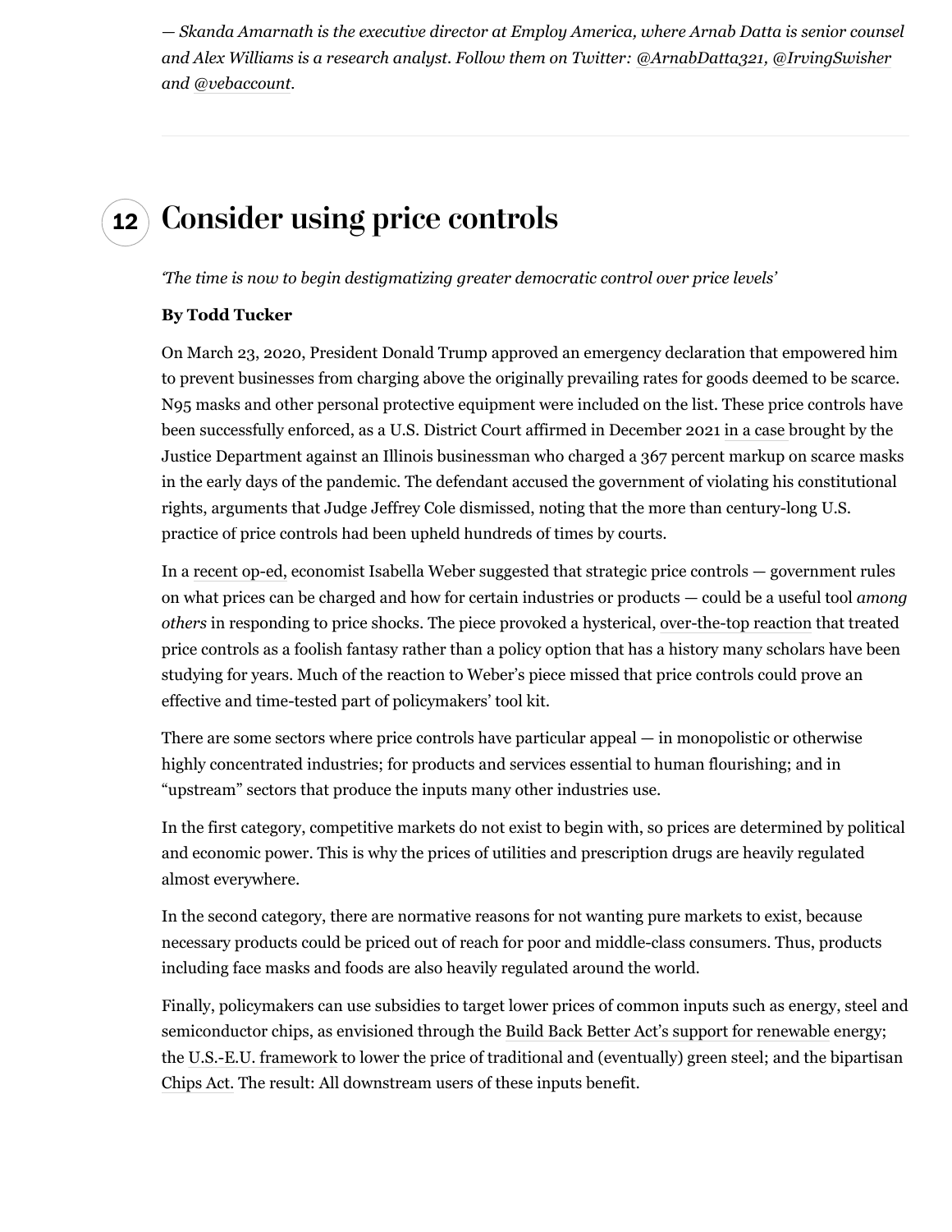*— Skanda Amarnath is the executive director at Employ America, where Arnab Datta is senior counsel and Alex Williams is a research analyst. Follow them on Twitter: @ArnabDatta321, @IrvingSwisher and @vebaccount.*

---

## 12 Consider using price controls

*'The time is now to begin destigmatizing greater democratic control over price levels'*

**By Todd Tucker**

On March 23, 2020, President Donald Trump approved an emergency declaration that empowered him to prevent businesses from charging above the originally prevailing rates for goods deemed to be scarce. N95 masks and other personal protective equipment were included on the list. These price controls have been successfully enforced, as a U.S. District Court affirmed in December 2021 in a case brought by the Justice Department against an Illinois businessman who charged a 367 percent markup on scarce masks in the early days of the pandemic. The defendant accused the government of violating his constitutional rights, arguments that Judge Jeffrey Cole dismissed, noting that the more than century-long U.S. practice of price controls had been upheld hundreds of times by courts.

In a recent op-ed, economist Isabella Weber suggested that strategic price controls — government rules on what prices can be charged and how for certain industries or products — could be a useful tool *among others* in responding to price shocks. The piece provoked a hysterical, over-the-top reaction that treated price controls as a foolish fantasy rather than a policy option that has a history many scholars have been studying for years. Much of the reaction to Weber's piece missed that price controls could prove an effective and time-tested part of policymakers' tool kit.

There are some sectors where price controls have particular appeal — in monopolistic or otherwise highly concentrated industries; for products and services essential to human flourishing; and in "upstream" sectors that produce the inputs many other industries use.

In the first category, competitive markets do not exist to begin with, so prices are determined by political and economic power. This is why the prices of utilities and prescription drugs are heavily regulated almost everywhere.

In the second category, there are normative reasons for not wanting pure markets to exist, because necessary products could be priced out of reach for poor and middle-class consumers. Thus, products including face masks and foods are also heavily regulated around the world.

Finally, policymakers can use subsidies to target lower prices of common inputs such as energy, steel and semiconductor chips, as envisioned through the Build Back Better Act's support for renewable energy; the U.S.-E.U. framework to lower the price of traditional and (eventually) green steel; and the bipartisan Chips Act. The result: All downstream users of these inputs benefit.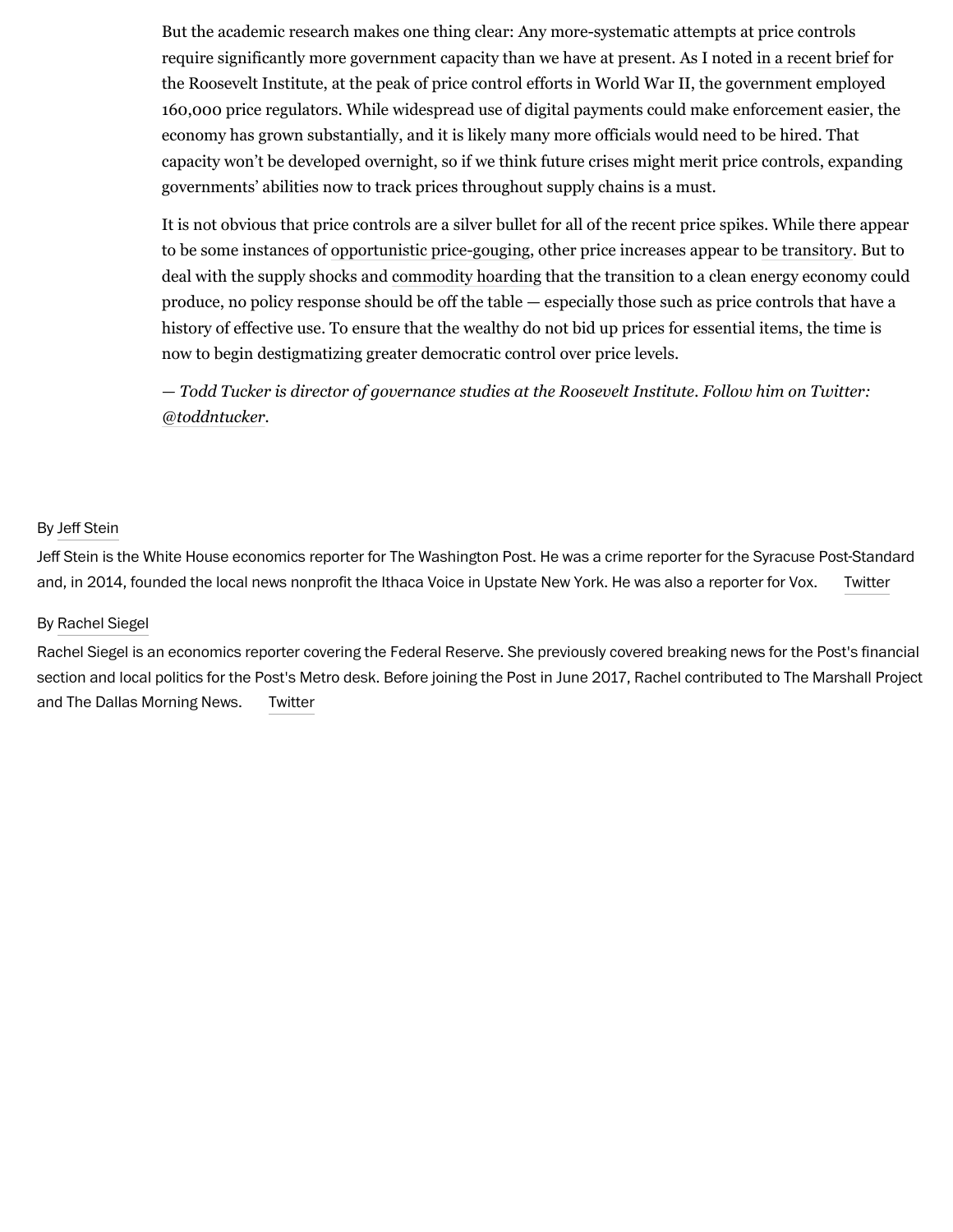But the academic research makes one thing clear: Any more-systematic attempts at price controls require significantly more government capacity than we have at present. As I noted in a recent brief for the Roosevelt Institute, at the peak of price control efforts in World War II, the government employed 160,000 price regulators. While widespread use of digital payments could make enforcement easier, the economy has grown substantially, and it is likely many more officials would need to be hired. That capacity won't be developed overnight, so if we think future crises might merit price controls, expanding governments' abilities now to track prices throughout supply chains is a must.

It is not obvious that price controls are a silver bullet for all of the recent price spikes. While there appear to be some instances of opportunistic price-gouging, other price increases appear to be transitory. But to deal with the supply shocks and commodity hoarding that the transition to a clean energy economy could produce, no policy response should be off the table — especially those such as price controls that have a history of effective use. To ensure that the wealthy do not bid up prices for essential items, the time is now to begin destigmatizing greater democratic control over price levels.

*— Todd Tucker is director of governance studies at the Roosevelt Institute. Follow him on Twitter: @toddntucker.*

By Jeff Stein

Jeff Stein is the White House economics reporter for The Washington Post. He was a crime reporter for the Syracuse Post-Standard and, in 2014, founded the local news nonprofit the Ithaca Voice in Upstate New York. He was also a reporter for Vox. Twitter

By Rachel Siegel

Rachel Siegel is an economics reporter covering the Federal Reserve. She previously covered breaking news for the Post's financial section and local politics for the Post's Metro desk. Before joining the Post in June 2017, Rachel contributed to The Marshall Project and The Dallas Morning News. Twitter